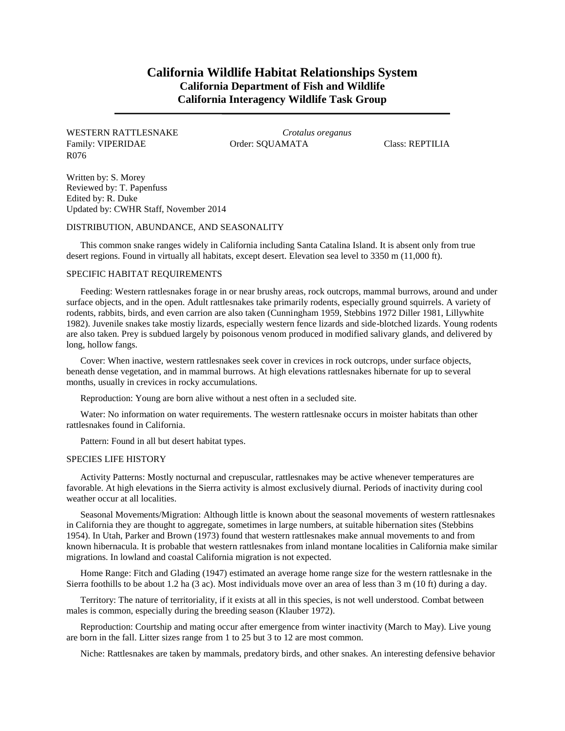# California Wildlife Habitat Relationships System
## California Department of Fish and Wildlife
## California Interagency Wildlife Task Group

WESTERN RATTLESNAKE *Crotalus oreganus*
Family: VIPERIDAE Order: SQUAMATA Class: REPTILIA
R076

Written by: S. Morey
Reviewed by: T. Papenfuss
Edited by: R. Duke
Updated by: CWHR Staff, November 2014

### DISTRIBUTION, ABUNDANCE, AND SEASONALITY

This common snake ranges widely in California including Santa Catalina Island. It is absent only from true desert regions. Found in virtually all habitats, except desert. Elevation sea level to 3350 m (11,000 ft).

### SPECIFIC HABITAT REQUIREMENTS

Feeding: Western rattlesnakes forage in or near brushy areas, rock outcrops, mammal burrows, around and under surface objects, and in the open. Adult rattlesnakes take primarily rodents, especially ground squirrels. A variety of rodents, rabbits, birds, and even carrion are also taken (Cunningham 1959, Stebbins 1972 Diller 1981, Lillywhite 1982). Juvenile snakes take mostiy lizards, especially western fence lizards and side-blotched lizards. Young rodents are also taken. Prey is subdued largely by poisonous venom produced in modified salivary glands, and delivered by long, hollow fangs.

Cover: When inactive, western rattlesnakes seek cover in crevices in rock outcrops, under surface objects, beneath dense vegetation, and in mammal burrows. At high elevations rattlesnakes hibernate for up to several months, usually in crevices in rocky accumulations.

Reproduction: Young are born alive without a nest often in a secluded site.

Water: No information on water requirements. The western rattlesnake occurs in moister habitats than other rattlesnakes found in California.

Pattern: Found in all but desert habitat types.

### SPECIES LIFE HISTORY

Activity Patterns: Mostly nocturnal and crepuscular, rattlesnakes may be active whenever temperatures are favorable. At high elevations in the Sierra activity is almost exclusively diurnal. Periods of inactivity during cool weather occur at all localities.

Seasonal Movements/Migration: Although little is known about the seasonal movements of western rattlesnakes in California they are thought to aggregate, sometimes in large numbers, at suitable hibernation sites (Stebbins 1954). In Utah, Parker and Brown (1973) found that western rattlesnakes make annual movements to and from known hibernacula. It is probable that western rattlesnakes from inland montane localities in California make similar migrations. In lowland and coastal California migration is not expected.

Home Range: Fitch and Glading (1947) estimated an average home range size for the western rattlesnake in the Sierra foothills to be about 1.2 ha (3 ac). Most individuals move over an area of less than 3 m (10 ft) during a day.

Territory: The nature of territoriality, if it exists at all in this species, is not well understood. Combat between males is common, especially during the breeding season (Klauber 1972).

Reproduction: Courtship and mating occur after emergence from winter inactivity (March to May). Live young are born in the fall. Litter sizes range from 1 to 25 but 3 to 12 are most common.

Niche: Rattlesnakes are taken by mammals, predatory birds, and other snakes. An interesting defensive behavior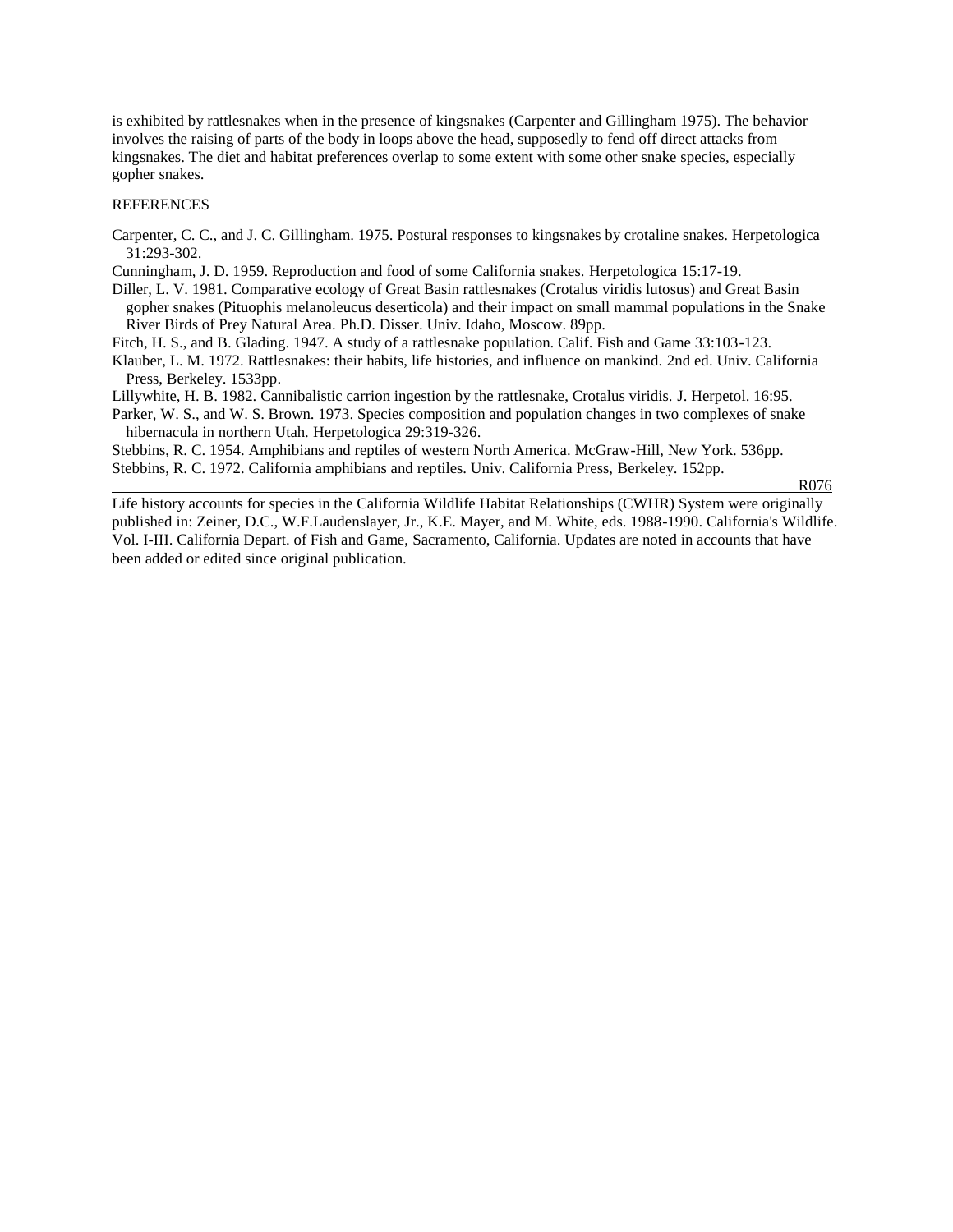is exhibited by rattlesnakes when in the presence of kingsnakes (Carpenter and Gillingham 1975). The behavior involves the raising of parts of the body in loops above the head, supposedly to fend off direct attacks from kingsnakes. The diet and habitat preferences overlap to some extent with some other snake species, especially gopher snakes.

REFERENCES

Carpenter, C. C., and J. C. Gillingham. 1975. Postural responses to kingsnakes by crotaline snakes. Herpetologica 31:293-302.

Cunningham, J. D. 1959. Reproduction and food of some California snakes. Herpetologica 15:17-19.

Diller, L. V. 1981. Comparative ecology of Great Basin rattlesnakes (Crotalus viridis lutosus) and Great Basin gopher snakes (Pituophis melanoleucus deserticola) and their impact on small mammal populations in the Snake River Birds of Prey Natural Area. Ph.D. Disser. Univ. Idaho, Moscow. 89pp.

Fitch, H. S., and B. Glading. 1947. A study of a rattlesnake population. Calif. Fish and Game 33:103-123.

Klauber, L. M. 1972. Rattlesnakes: their habits, life histories, and influence on mankind. 2nd ed. Univ. California Press, Berkeley. 1533pp.

Lillywhite, H. B. 1982. Cannibalistic carrion ingestion by the rattlesnake, Crotalus viridis. J. Herpetol. 16:95.

Parker, W. S., and W. S. Brown. 1973. Species composition and population changes in two complexes of snake hibernacula in northern Utah. Herpetologica 29:319-326.

Stebbins, R. C. 1954. Amphibians and reptiles of western North America. McGraw-Hill, New York. 536pp.

Stebbins, R. C. 1972. California amphibians and reptiles. Univ. California Press, Berkeley. 152pp.

R076

---

Life history accounts for species in the California Wildlife Habitat Relationships (CWHR) System were originally published in: Zeiner, D.C., W.F.Laudenslayer, Jr., K.E. Mayer, and M. White, eds. 1988-1990. California's Wildlife. Vol. I-III. California Depart. of Fish and Game, Sacramento, California. Updates are noted in accounts that have been added or edited since original publication.